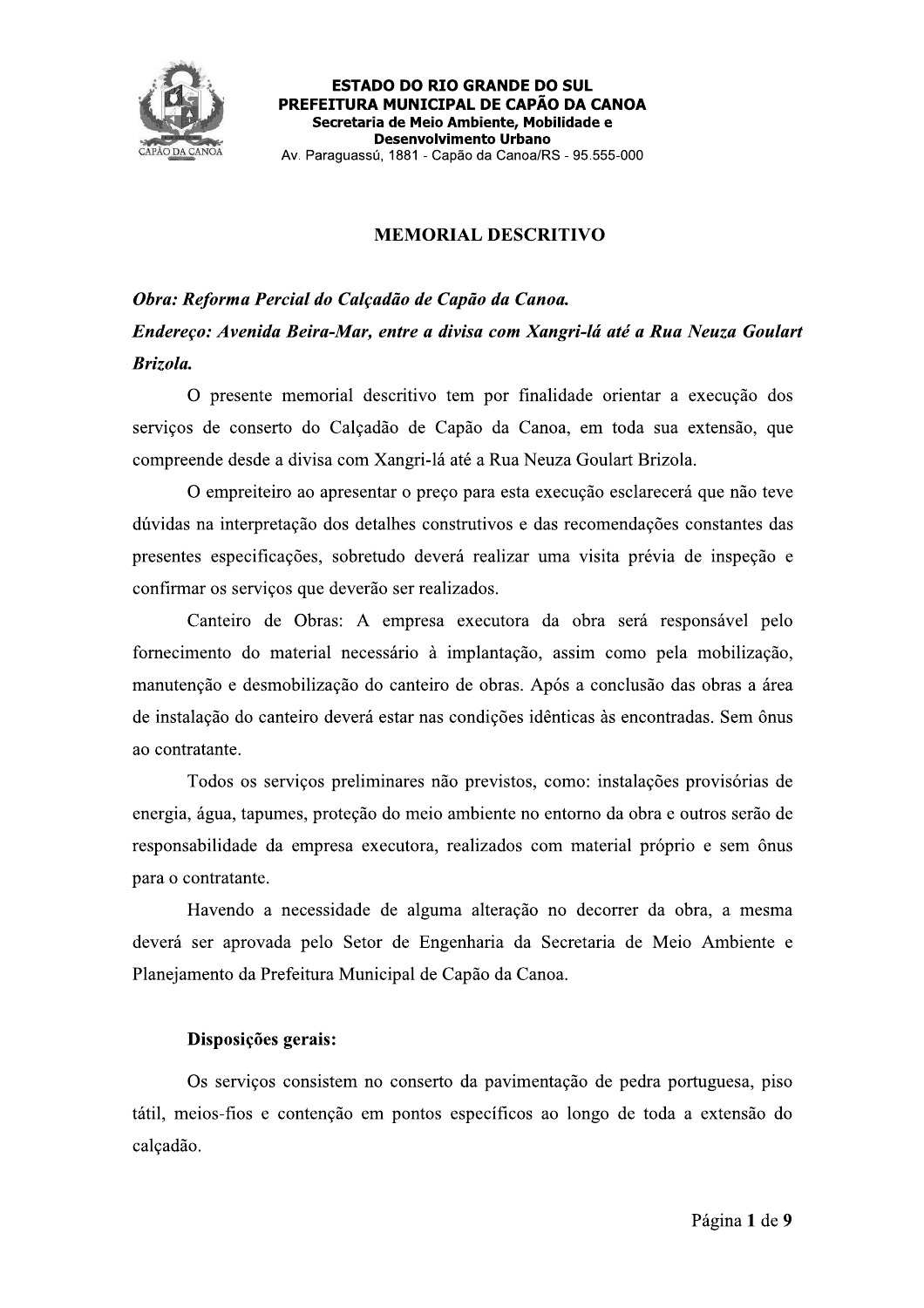# MEMORIAL DESCRITIVO

***Obra: Reforma Percial do Calçadão de Capão da Canoa.***

***Endereço: Avenida Beira-Mar, entre a divisa com Xangri-lá até a Rua Neuza Goulart Brizola.***

O presente memorial descritivo tem por finalidade orientar a execução dos serviços de conserto do Calçadão de Capão da Canoa, em toda sua extensão, que compreende desde a divisa com Xangri-lá até a Rua Neuza Goulart Brizola.

O empreiteiro ao apresentar o preço para esta execução esclarecerá que não teve dúvidas na interpretação dos detalhes construtivos e das recomendações constantes das presentes especificações, sobretudo deverá realizar uma visita prévia de inspeção e confirmar os serviços que deverão ser realizados.

Canteiro de Obras: A empresa executora da obra será responsável pelo fornecimento do material necessário à implantação, assim como pela mobilização, manutenção e desmobilização do canteiro de obras. Após a conclusão das obras a área de instalação do canteiro deverá estar nas condições idênticas às encontradas. Sem ônus ao contratante.

Todos os serviços preliminares não previstos, como: instalações provisórias de energia, água, tapumes, proteção do meio ambiente no entorno da obra e outros serão de responsabilidade da empresa executora, realizados com material próprio e sem ônus para o contratante.

Havendo a necessidade de alguma alteração no decorrer da obra, a mesma deverá ser aprovada pelo Setor de Engenharia da Secretaria de Meio Ambiente e Planejamento da Prefeitura Municipal de Capão da Canoa.

## Disposições gerais:

Os serviços consistem no conserto da pavimentação de pedra portuguesa, piso tátil, meios-fios e contenção em pontos específicos ao longo de toda a extensão do calçadão.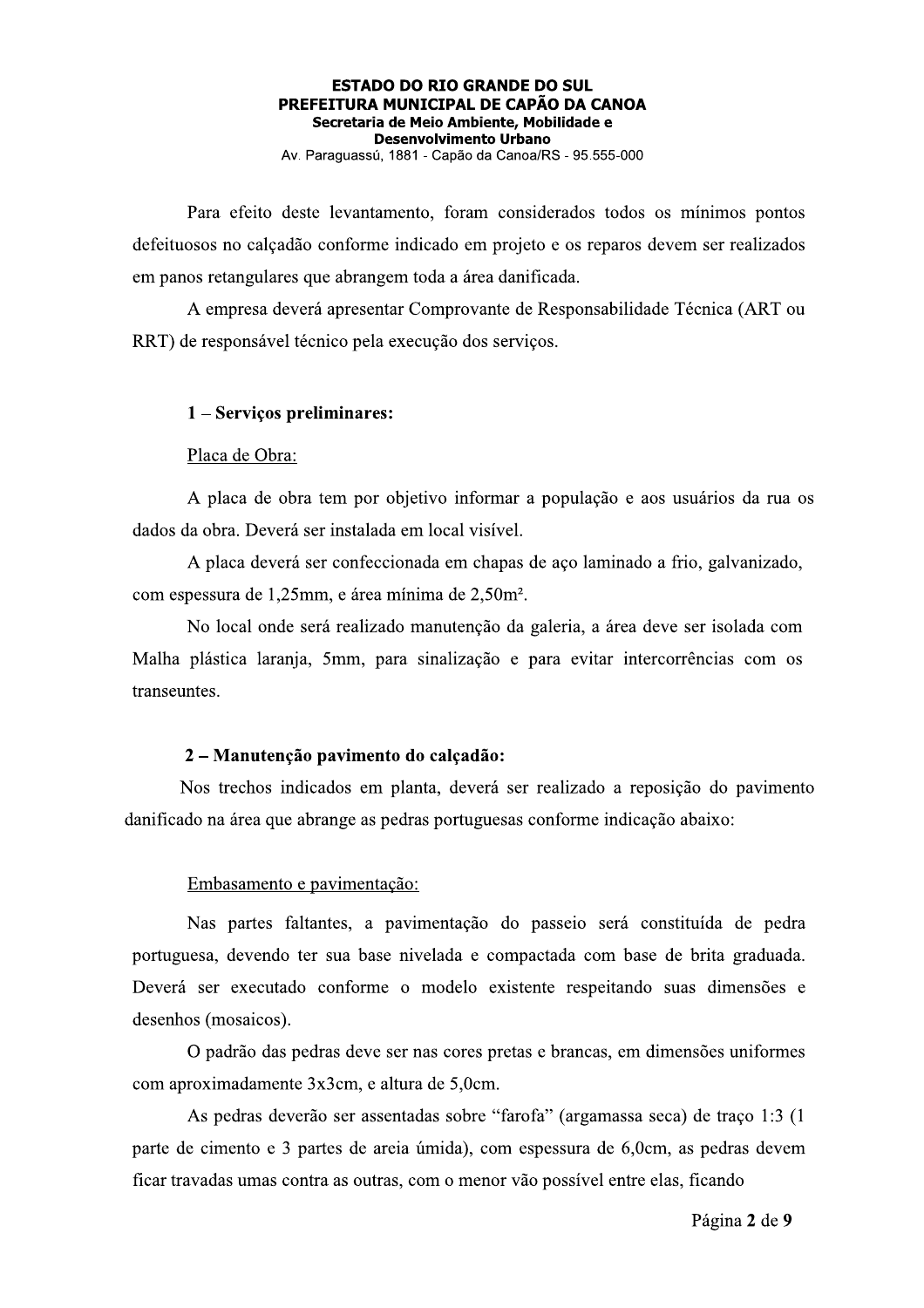Para efeito deste levantamento, foram considerados todos os mínimos pontos defeituosos no calçadão conforme indicado em projeto e os reparos devem ser realizados em panos retangulares que abrangem toda a área danificada.

A empresa deverá apresentar Comprovante de Responsabilidade Técnica (ART ou RRT) de responsável técnico pela execução dos serviços.

**1 – Serviços preliminares:**

Placa de Obra:

A placa de obra tem por objetivo informar a população e aos usuários da rua os dados da obra. Deverá ser instalada em local visível.

A placa deverá ser confeccionada em chapas de aço laminado a frio, galvanizado, com espessura de 1,25mm, e área mínima de 2,50m².

No local onde será realizado manutenção da galeria, a área deve ser isolada com Malha plástica laranja, 5mm, para sinalização e para evitar intercorrências com os transeuntes.

**2 – Manutenção pavimento do calçadão:**

Nos trechos indicados em planta, deverá ser realizado a reposição do pavimento danificado na área que abrange as pedras portuguesas conforme indicação abaixo:

Embasamento e pavimentação:

Nas partes faltantes, a pavimentação do passeio será constituída de pedra portuguesa, devendo ter sua base nivelada e compactada com base de brita graduada. Deverá ser executado conforme o modelo existente respeitando suas dimensões e desenhos (mosaicos).

O padrão das pedras deve ser nas cores pretas e brancas, em dimensões uniformes com aproximadamente 3x3cm, e altura de 5,0cm.

As pedras deverão ser assentadas sobre "farofa" (argamassa seca) de traço 1:3 (1 parte de cimento e 3 partes de areia úmida), com espessura de 6,0cm, as pedras devem ficar travadas umas contra as outras, com o menor vão possível entre elas, ficando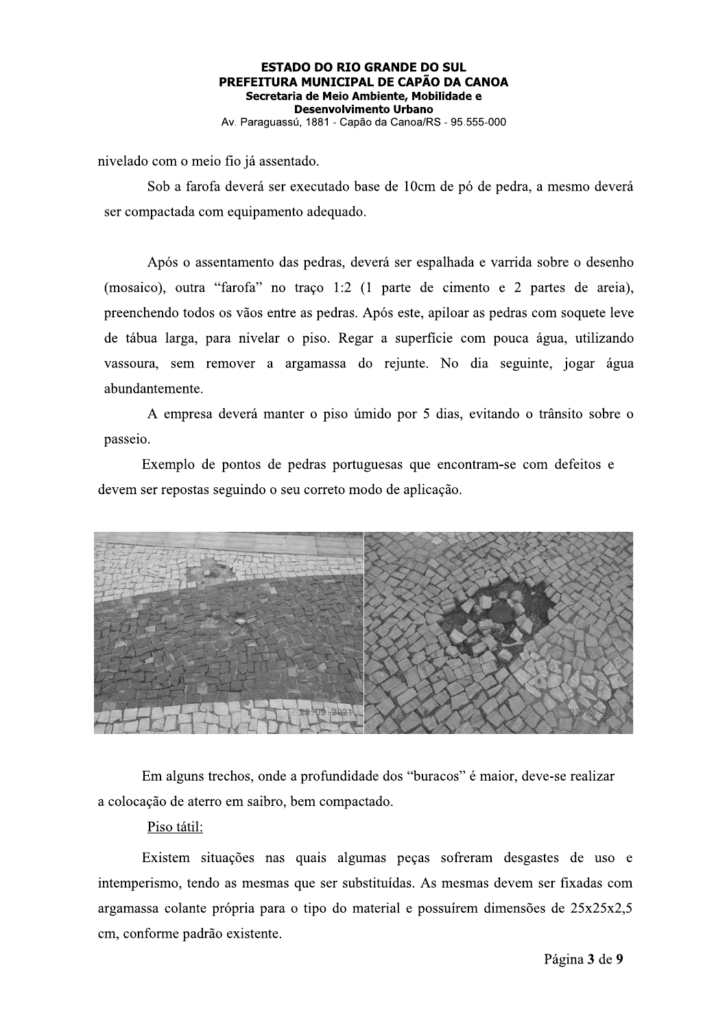nivelado com o meio fio já assentado.

Sob a farofa deverá ser executado base de 10cm de pó de pedra, a mesmo deverá ser compactada com equipamento adequado.

Após o assentamento das pedras, deverá ser espalhada e varrida sobre o desenho (mosaico), outra "farofa" no traço 1:2 (1 parte de cimento e 2 partes de areia), preenchendo todos os vãos entre as pedras. Após este, apiloar as pedras com soquete leve de tábua larga, para nivelar o piso. Regar a superfície com pouca água, utilizando vassoura, sem remover a argamassa do rejunte. No dia seguinte, jogar água abundantemente.

A empresa deverá manter o piso úmido por 5 dias, evitando o trânsito sobre o passeio.

Exemplo de pontos de pedras portuguesas que encontram-se com defeitos e devem ser repostas seguindo o seu correto modo de aplicação.

Em alguns trechos, onde a profundidade dos "buracos" é maior, deve-se realizar a colocação de aterro em saibro, bem compactado.

Piso tátil:

Existem situações nas quais algumas peças sofreram desgastes de uso e intemperismo, tendo as mesmas que ser substituídas. As mesmas devem ser fixadas com argamassa colante própria para o tipo do material e possuírem dimensões de 25x25x2,5 cm, conforme padrão existente.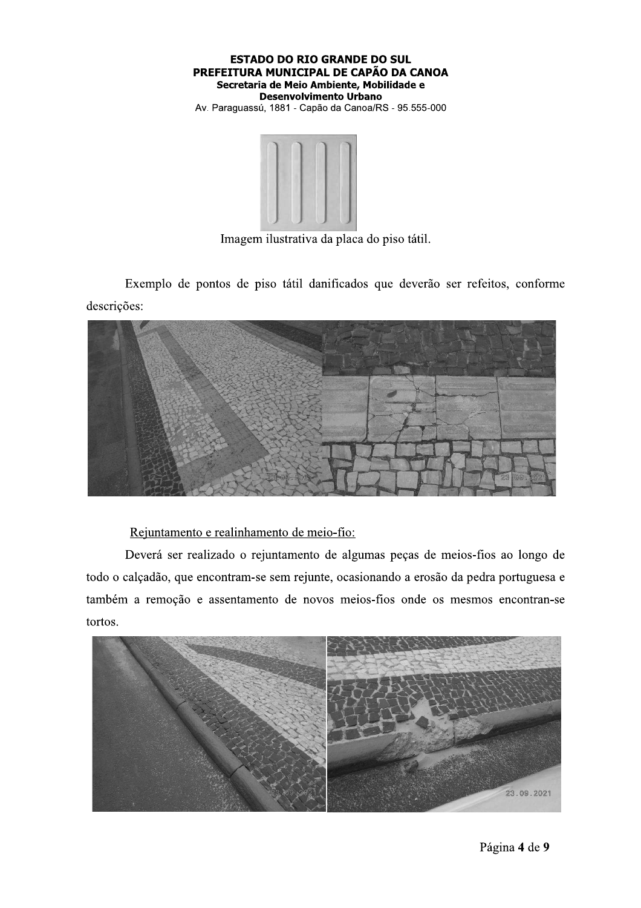Imagem ilustrativa da placa do piso tátil.

Exemplo de pontos de piso tátil danificados que deverão ser refeitos, conforme descrições:

Rejuntamento e realinhamento de meio-fio:

Deverá ser realizado o rejuntamento de algumas peças de meios-fios ao longo de todo o calçadão, que encontram-se sem rejunte, ocasionando a erosão da pedra portuguesa e também a remoção e assentamento de novos meios-fios onde os mesmos encontran-se tortos.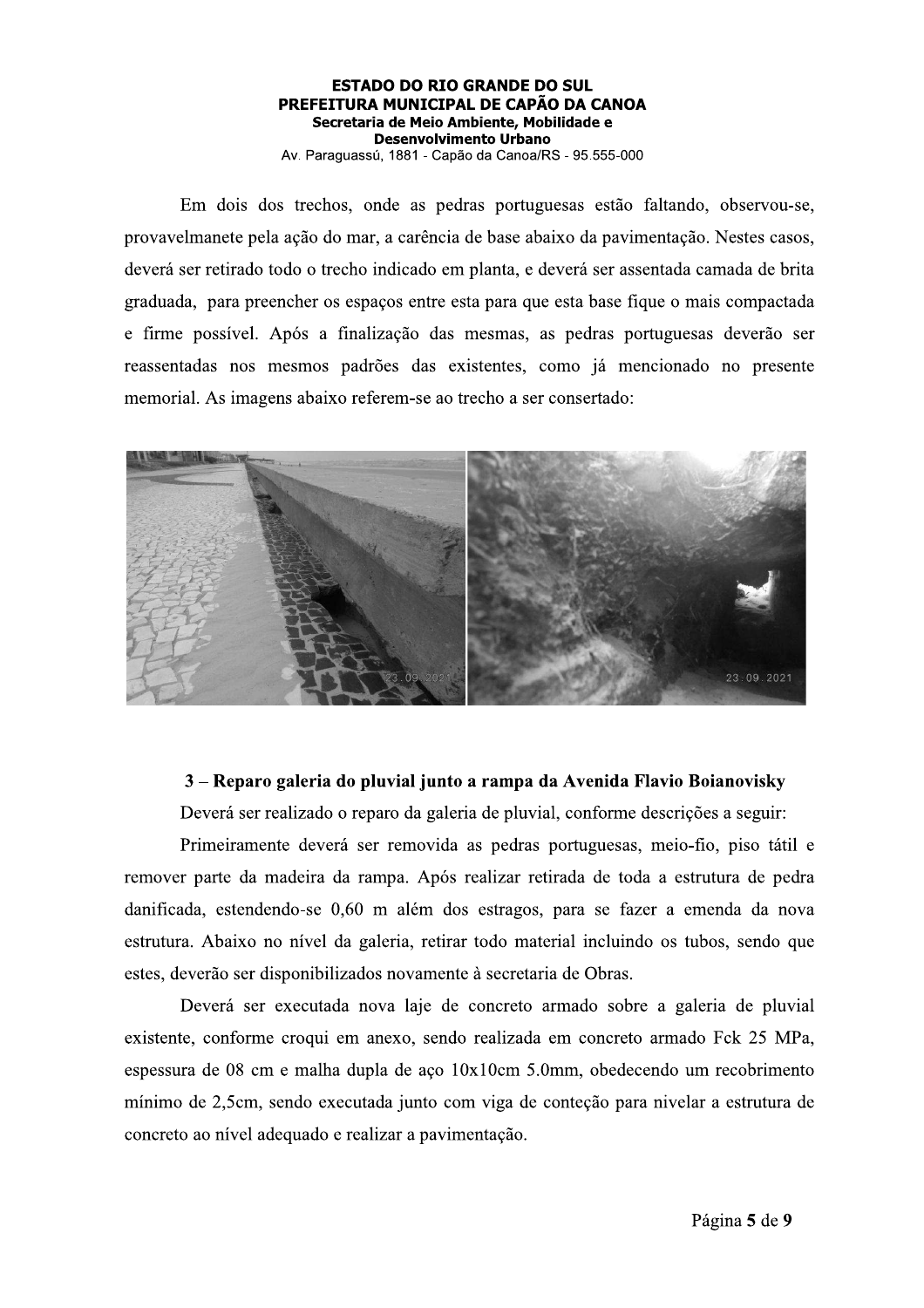Em dois dos trechos, onde as pedras portuguesas estão faltando, observou-se, provavelmanete pela ação do mar, a carência de base abaixo da pavimentação. Nestes casos, deverá ser retirado todo o trecho indicado em planta, e deverá ser assentada camada de brita graduada, para preencher os espaços entre esta para que esta base fique o mais compactada e firme possível. Após a finalização das mesmas, as pedras portuguesas deverão ser reassentadas nos mesmos padrões das existentes, como já mencionado no presente memorial. As imagens abaixo referem-se ao trecho a ser consertado:

### 3 – Reparo galeria do pluvial junto a rampa da Avenida Flavio Boianovisky

Deverá ser realizado o reparo da galeria de pluvial, conforme descrições a seguir:

Primeiramente deverá ser removida as pedras portuguesas, meio-fio, piso tátil e remover parte da madeira da rampa. Após realizar retirada de toda a estrutura de pedra danificada, estendendo-se 0,60 m além dos estragos, para se fazer a emenda da nova estrutura. Abaixo no nível da galeria, retirar todo material incluindo os tubos, sendo que estes, deverão ser disponibilizados novamente à secretaria de Obras.

Deverá ser executada nova laje de concreto armado sobre a galeria de pluvial existente, conforme croqui em anexo, sendo realizada em concreto armado Fck 25 MPa, espessura de 08 cm e malha dupla de aço 10x10cm 5.0mm, obedecendo um recobrimento mínimo de 2,5cm, sendo executada junto com viga de conteção para nivelar a estrutura de concreto ao nível adequado e realizar a pavimentação.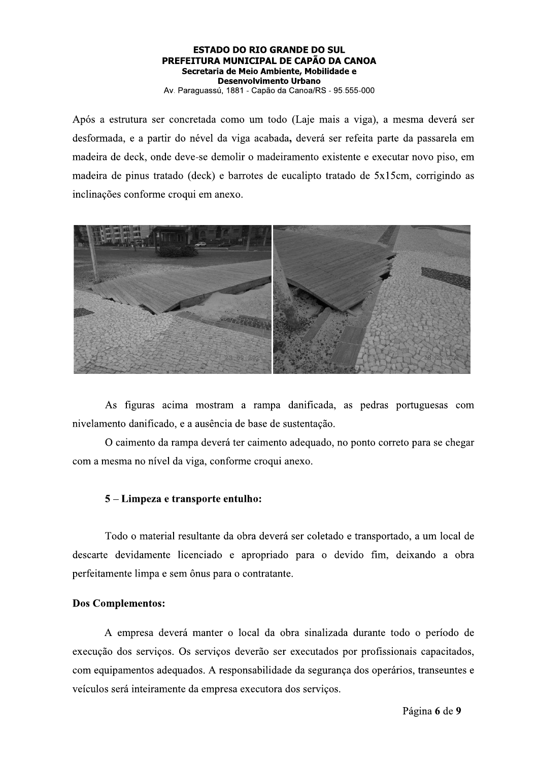Após a estrutura ser concretada como um todo (Laje mais a viga), a mesma deverá ser desformada, e a partir do nével da viga acabada**,** deverá ser refeita parte da passarela em madeira de deck, onde deve-se demolir o madeiramento existente e executar novo piso, em madeira de pinus tratado (deck) e barrotes de eucalipto tratado de 5x15cm, corrigindo as inclinações conforme croqui em anexo.

As figuras acima mostram a rampa danificada, as pedras portuguesas com nivelamento danificado, e a ausência de base de sustentação.

O caimento da rampa deverá ter caimento adequado, no ponto correto para se chegar com a mesma no nível da viga, conforme croqui anexo.

**5 – Limpeza e transporte entulho:**

Todo o material resultante da obra deverá ser coletado e transportado, a um local de descarte devidamente licenciado e apropriado para o devido fim, deixando a obra perfeitamente limpa e sem ônus para o contratante.

**Dos Complementos:**

A empresa deverá manter o local da obra sinalizada durante todo o período de execução dos serviços. Os serviços deverão ser executados por profissionais capacitados, com equipamentos adequados. A responsabilidade da segurança dos operários, transeuntes e veículos será inteiramente da empresa executora dos serviços.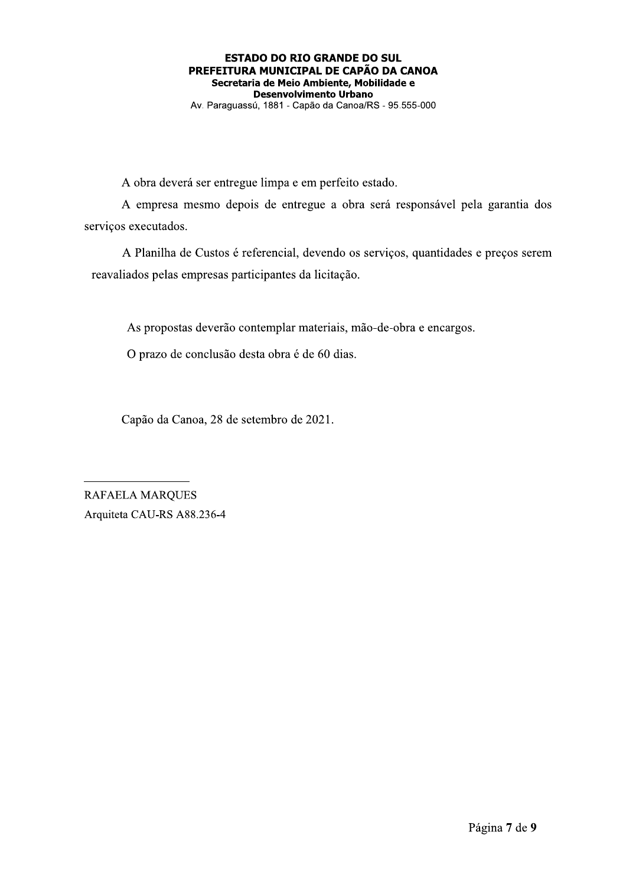A obra deverá ser entregue limpa e em perfeito estado.

A empresa mesmo depois de entregue a obra será responsável pela garantia dos serviços executados.

A Planilha de Custos é referencial, devendo os serviços, quantidades e preços serem reavaliados pelas empresas participantes da licitação.

As propostas deverão contemplar materiais, mão-de-obra e encargos.

O prazo de conclusão desta obra é de 60 dias.

Capão da Canoa, 28 de setembro de 2021.

---

RAFAELA MARQUES

Arquiteta CAU-RS A88.236-4